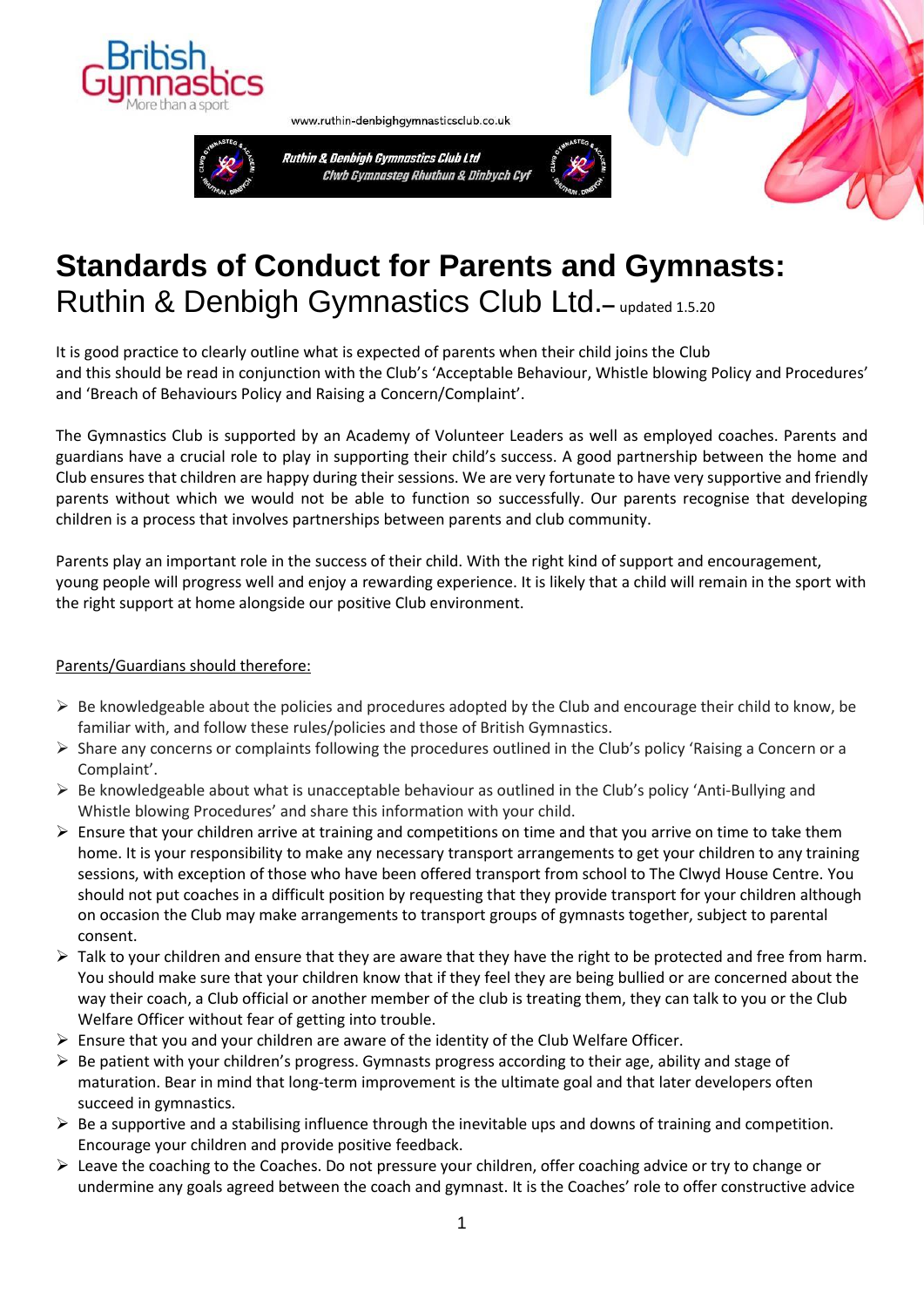www.ruthin-denbighgymnasticsclub.co.uk

Ruthin & Denbigh Gymnastics Club Ltd
Clwb Gymnasteg Rhuthun & Dinbych Cyf

# Standards of Conduct for Parents and Gymnasts:

Ruthin & Denbigh Gymnastics Club Ltd.– updated 1.5.20

It is good practice to clearly outline what is expected of parents when their child joins the Club and this should be read in conjunction with the Club's 'Acceptable Behaviour, Whistle blowing Policy and Procedures' and 'Breach of Behaviours Policy and Raising a Concern/Complaint'.

The Gymnastics Club is supported by an Academy of Volunteer Leaders as well as employed coaches. Parents and guardians have a crucial role to play in supporting their child's success. A good partnership between the home and Club ensures that children are happy during their sessions. We are very fortunate to have very supportive and friendly parents without which we would not be able to function so successfully. Our parents recognise that developing children is a process that involves partnerships between parents and club community.

Parents play an important role in the success of their child. With the right kind of support and encouragement, young people will progress well and enjoy a rewarding experience. It is likely that a child will remain in the sport with the right support at home alongside our positive Club environment.

<u>Parents/Guardians should therefore:</u>

- Be knowledgeable about the policies and procedures adopted by the Club and encourage their child to know, be familiar with, and follow these rules/policies and those of British Gymnastics.
- Share any concerns or complaints following the procedures outlined in the Club's policy 'Raising a Concern or a Complaint'.
- Be knowledgeable about what is unacceptable behaviour as outlined in the Club's policy 'Anti-Bullying and Whistle blowing Procedures' and share this information with your child.
- Ensure that your children arrive at training and competitions on time and that you arrive on time to take them home. It is your responsibility to make any necessary transport arrangements to get your children to any training sessions, with exception of those who have been offered transport from school to The Clwyd House Centre. You should not put coaches in a difficult position by requesting that they provide transport for your children although on occasion the Club may make arrangements to transport groups of gymnasts together, subject to parental consent.
- Talk to your children and ensure that they are aware that they have the right to be protected and free from harm. You should make sure that your children know that if they feel they are being bullied or are concerned about the way their coach, a Club official or another member of the club is treating them, they can talk to you or the Club Welfare Officer without fear of getting into trouble.
- Ensure that you and your children are aware of the identity of the Club Welfare Officer.
- Be patient with your children's progress. Gymnasts progress according to their age, ability and stage of maturation. Bear in mind that long-term improvement is the ultimate goal and that later developers often succeed in gymnastics.
- Be a supportive and a stabilising influence through the inevitable ups and downs of training and competition. Encourage your children and provide positive feedback.
- Leave the coaching to the Coaches. Do not pressure your children, offer coaching advice or try to change or undermine any goals agreed between the coach and gymnast. It is the Coaches' role to offer constructive advice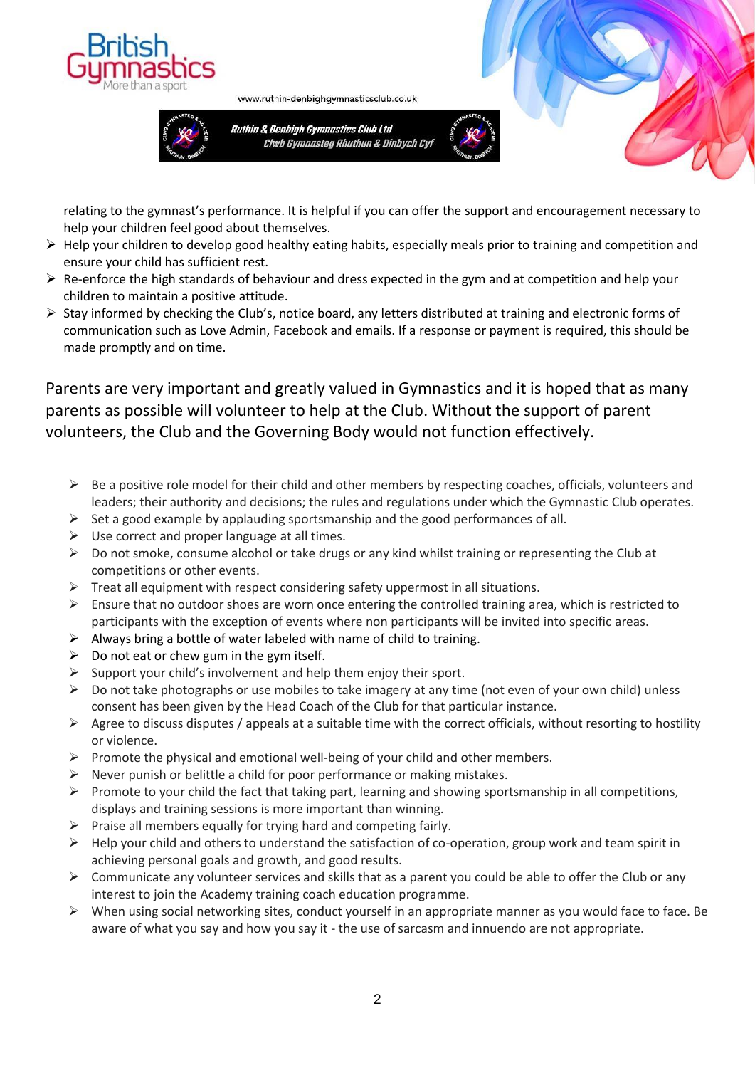relating to the gymnast's performance. It is helpful if you can offer the support and encouragement necessary to help your children feel good about themselves.

- Help your children to develop good healthy eating habits, especially meals prior to training and competition and ensure your child has sufficient rest.
- Re-enforce the high standards of behaviour and dress expected in the gym and at competition and help your children to maintain a positive attitude.
- Stay informed by checking the Club's, notice board, any letters distributed at training and electronic forms of communication such as Love Admin, Facebook and emails. If a response or payment is required, this should be made promptly and on time.

Parents are very important and greatly valued in Gymnastics and it is hoped that as many parents as possible will volunteer to help at the Club. Without the support of parent volunteers, the Club and the Governing Body would not function effectively.

- Be a positive role model for their child and other members by respecting coaches, officials, volunteers and leaders; their authority and decisions; the rules and regulations under which the Gymnastic Club operates.
- Set a good example by applauding sportsmanship and the good performances of all.
- Use correct and proper language at all times.
- Do not smoke, consume alcohol or take drugs or any kind whilst training or representing the Club at competitions or other events.
- Treat all equipment with respect considering safety uppermost in all situations.
- Ensure that no outdoor shoes are worn once entering the controlled training area, which is restricted to participants with the exception of events where non participants will be invited into specific areas.
- Always bring a bottle of water labeled with name of child to training.
- Do not eat or chew gum in the gym itself.
- Support your child's involvement and help them enjoy their sport.
- Do not take photographs or use mobiles to take imagery at any time (not even of your own child) unless consent has been given by the Head Coach of the Club for that particular instance.
- Agree to discuss disputes / appeals at a suitable time with the correct officials, without resorting to hostility or violence.
- Promote the physical and emotional well-being of your child and other members.
- Never punish or belittle a child for poor performance or making mistakes.
- Promote to your child the fact that taking part, learning and showing sportsmanship in all competitions, displays and training sessions is more important than winning.
- Praise all members equally for trying hard and competing fairly.
- Help your child and others to understand the satisfaction of co-operation, group work and team spirit in achieving personal goals and growth, and good results.
- Communicate any volunteer services and skills that as a parent you could be able to offer the Club or any interest to join the Academy training coach education programme.
- When using social networking sites, conduct yourself in an appropriate manner as you would face to face. Be aware of what you say and how you say it - the use of sarcasm and innuendo are not appropriate.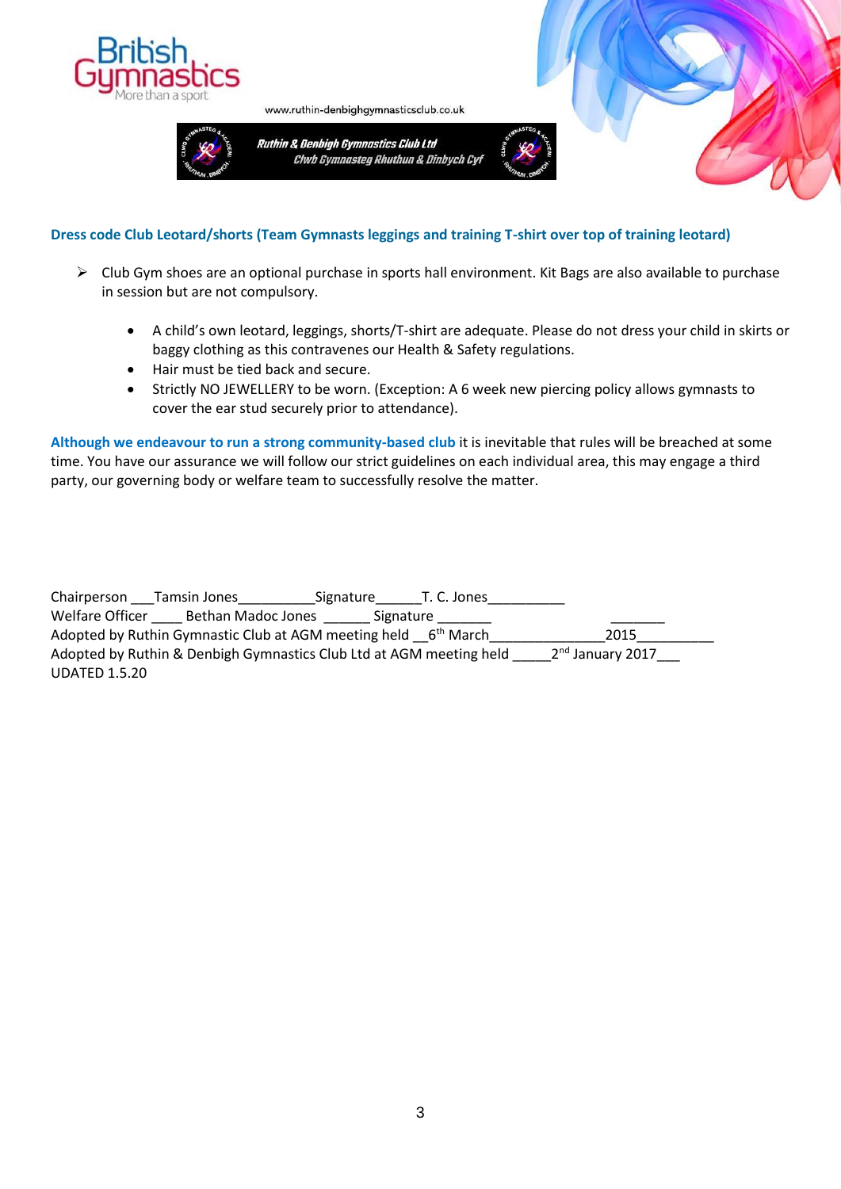British Gymnastics
More than a sport

www.ruthin-denbighgymnasticsclub.co.uk

*Ruthin & Denbigh Gymnastics Club Ltd*
*Clwb Gymnasteg Rhuthun & Dinbych Cyf*

**Dress code Club Leotard/shorts (Team Gymnasts leggings and training T-shirt over top of training leotard)**

- Club Gym shoes are an optional purchase in sports hall environment. Kit Bags are also available to purchase in session but are not compulsory.

  - A child's own leotard, leggings, shorts/T-shirt are adequate. Please do not dress your child in skirts or baggy clothing as this contravenes our Health & Safety regulations.
  - Hair must be tied back and secure.
  - Strictly NO JEWELLERY to be worn. (Exception: A 6 week new piercing policy allows gymnasts to cover the ear stud securely prior to attendance).

**Although we endeavour to run a strong community-based club** it is inevitable that rules will be breached at some time. You have our assurance we will follow our strict guidelines on each individual area, this may engage a third party, our governing body or welfare team to successfully resolve the matter.

Chairperson ___Tamsin Jones__________Signature______T. C. Jones__________
Welfare Officer ____ Bethan Madoc Jones ______ Signature _______ _______
Adopted by Ruthin Gymnastic Club at AGM meeting held __6th March_______________2015__________
Adopted by Ruthin & Denbigh Gymnastics Club Ltd at AGM meeting held _____2nd January 2017___
UDATED 1.5.20